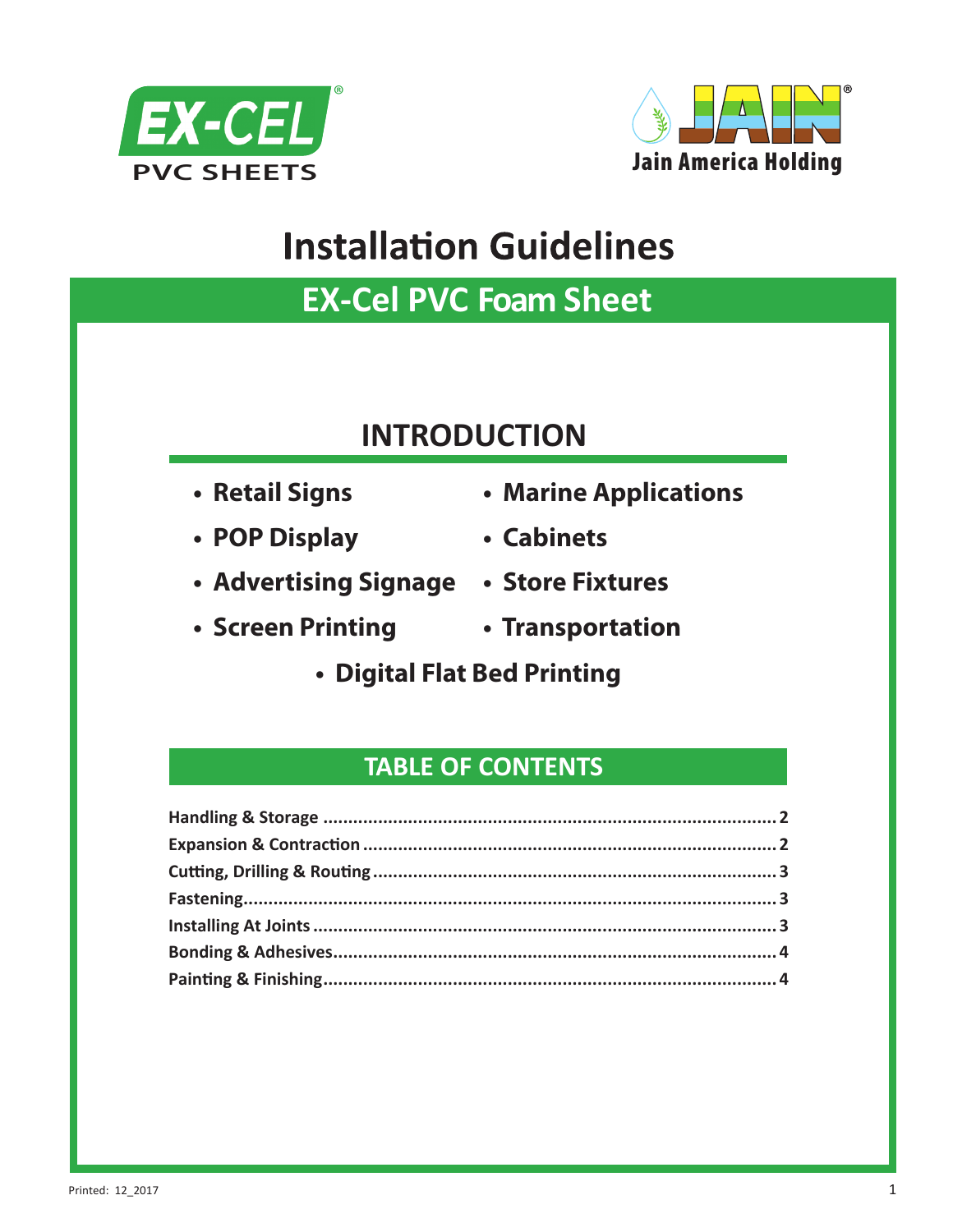EX-CEL PVC SHEETS

Jain America Holding

# Installation Guidelines

## EX-Cel PVC Foam Sheet

## INTRODUCTION

- **Retail Signs**
- **POP Display**
- **Advertising Signage**
- **Screen Printing**
- **Marine Applications**
- **Cabinets**
- **Store Fixtures**
- **Transportation**
- **Digital Flat Bed Printing**

## TABLE OF CONTENTS

| Section | Page |
| --- | --- |
| **Handling & Storage** | **2** |
| **Expansion & Contraction** | **2** |
| **Cutting, Drilling & Routing** | **3** |
| **Fastening** | **3** |
| **Installing At Joints** | **3** |
| **Bonding & Adhesives** | **4** |
| **Painting & Finishing** | **4** |

Printed: 12_2017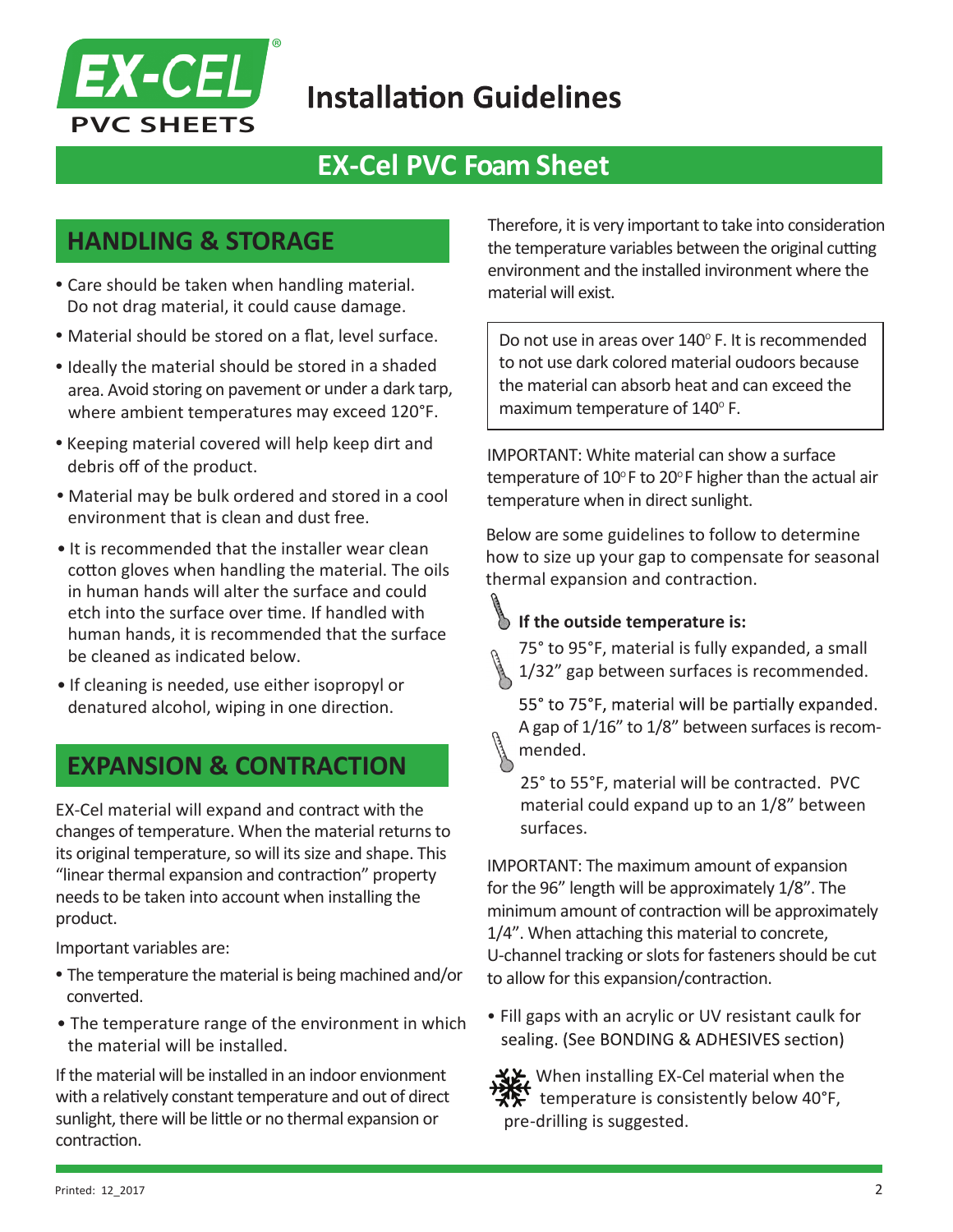# Installation Guidelines

## EX-Cel PVC Foam Sheet

## HANDLING & STORAGE

- Care should be taken when handling material. Do not drag material, it could cause damage.
- Material should be stored on a flat, level surface.
- Ideally the material should be stored in a shaded area. Avoid storing on pavement or under a dark tarp, where ambient temperatures may exceed 120°F.
- Keeping material covered will help keep dirt and debris off of the product.
- Material may be bulk ordered and stored in a cool environment that is clean and dust free.
- It is recommended that the installer wear clean cotton gloves when handling the material. The oils in human hands will alter the surface and could etch into the surface over time. If handled with human hands, it is recommended that the surface be cleaned as indicated below.
- If cleaning is needed, use either isopropyl or denatured alcohol, wiping in one direction.

## EXPANSION & CONTRACTION

EX-Cel material will expand and contract with the changes of temperature. When the material returns to its original temperature, so will its size and shape. This "linear thermal expansion and contraction" property needs to be taken into account when installing the product.

Important variables are:

- The temperature the material is being machined and/or converted.
- The temperature range of the environment in which the material will be installed.

If the material will be installed in an indoor envionment with a relatively constant temperature and out of direct sunlight, there will be little or no thermal expansion or contraction.

Therefore, it is very important to take into consideration the temperature variables between the original cutting environment and the installed invironment where the material will exist.

Do not use in areas over 140° F. It is recommended to not use dark colored material oudoors because the material can absorb heat and can exceed the maximum temperature of 140° F.

IMPORTANT: White material can show a surface temperature of 10°F to 20°F higher than the actual air temperature when in direct sunlight.

Below are some guidelines to follow to determine how to size up your gap to compensate for seasonal thermal expansion and contraction.

**If the outside temperature is:**

75° to 95°F, material is fully expanded, a small 1/32" gap between surfaces is recommended.

55° to 75°F, material will be partially expanded. A gap of 1/16" to 1/8" between surfaces is recommended.

25° to 55°F, material will be contracted. PVC material could expand up to an 1/8" between surfaces.

IMPORTANT: The maximum amount of expansion for the 96" length will be approximately 1/8". The minimum amount of contraction will be approximately 1/4". When attaching this material to concrete, U-channel tracking or slots for fasteners should be cut to allow for this expansion/contraction.

- Fill gaps with an acrylic or UV resistant caulk for sealing. (See BONDING & ADHESIVES section)

When installing EX-Cel material when the temperature is consistently below 40°F, pre-drilling is suggested.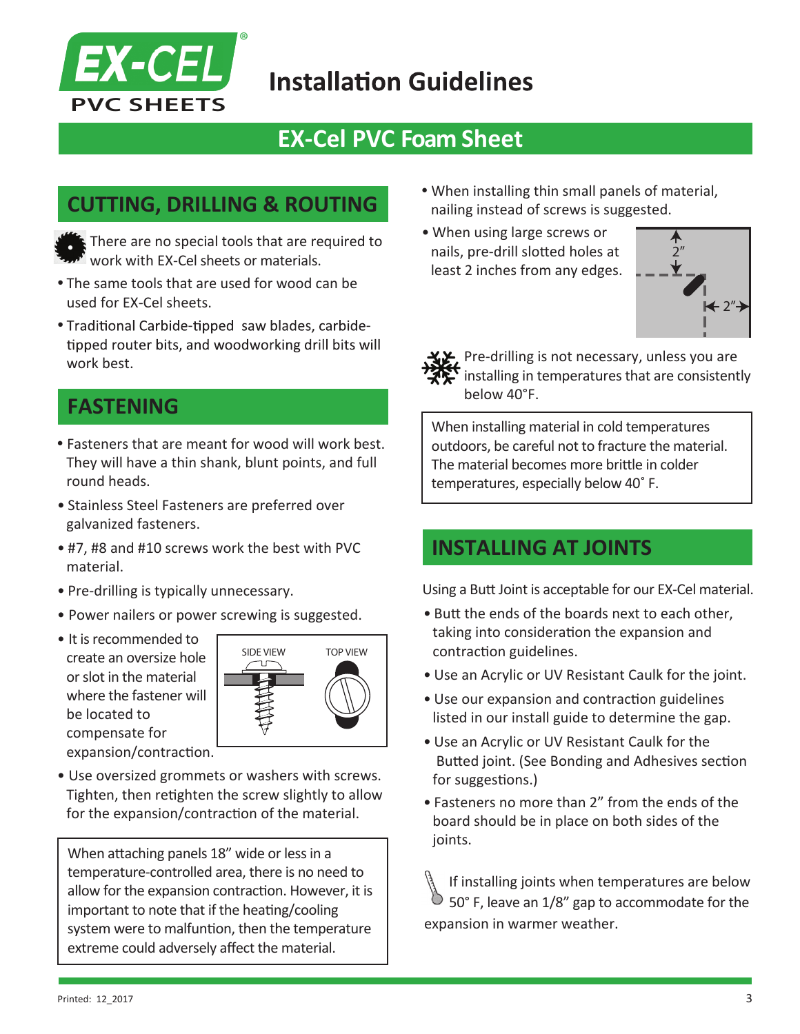# Installation Guidelines

## EX-Cel PVC Foam Sheet

## CUTTING, DRILLING & ROUTING

There are no special tools that are required to work with EX-Cel sheets or materials.

- The same tools that are used for wood can be used for EX-Cel sheets.
- Traditional Carbide-tipped saw blades, carbide-tipped router bits, and woodworking drill bits will work best.

## FASTENING

- Fasteners that are meant for wood will work best. They will have a thin shank, blunt points, and full round heads.
- Stainless Steel Fasteners are preferred over galvanized fasteners.
- #7, #8 and #10 screws work the best with PVC material.
- Pre-drilling is typically unnecessary.
- Power nailers or power screwing is suggested.
- It is recommended to create an oversize hole or slot in the material where the fastener will be located to compensate for expansion/contraction.

SIDE VIEW TOP VIEW

- Use oversized grommets or washers with screws. Tighten, then retighten the screw slightly to allow for the expansion/contraction of the material.

> When attaching panels 18" wide or less in a temperature-controlled area, there is no need to allow for the expansion contraction. However, it is important to note that if the heating/cooling system were to malfuntion, then the temperature extreme could adversely affect the material.

- When installing thin small panels of material, nailing instead of screws is suggested.
- When using large screws or nails, pre-drill slotted holes at least 2 inches from any edges.

2" 2"

Pre-drilling is not necessary, unless you are installing in temperatures that are consistently below 40°F.

> When installing material in cold temperatures outdoors, be careful not to fracture the material. The material becomes more brittle in colder temperatures, especially below 40˚ F.

## INSTALLING AT JOINTS

Using a Butt Joint is acceptable for our EX-Cel material.

- Butt the ends of the boards next to each other, taking into consideration the expansion and contraction guidelines.
- Use an Acrylic or UV Resistant Caulk for the joint.
- Use our expansion and contraction guidelines listed in our install guide to determine the gap.
- Use an Acrylic or UV Resistant Caulk for the Butted joint. (See Bonding and Adhesives section for suggestions.)
- Fasteners no more than 2" from the ends of the board should be in place on both sides of the joints.

If installing joints when temperatures are below 50° F, leave an 1/8" gap to accommodate for the expansion in warmer weather.

Printed: 12_2017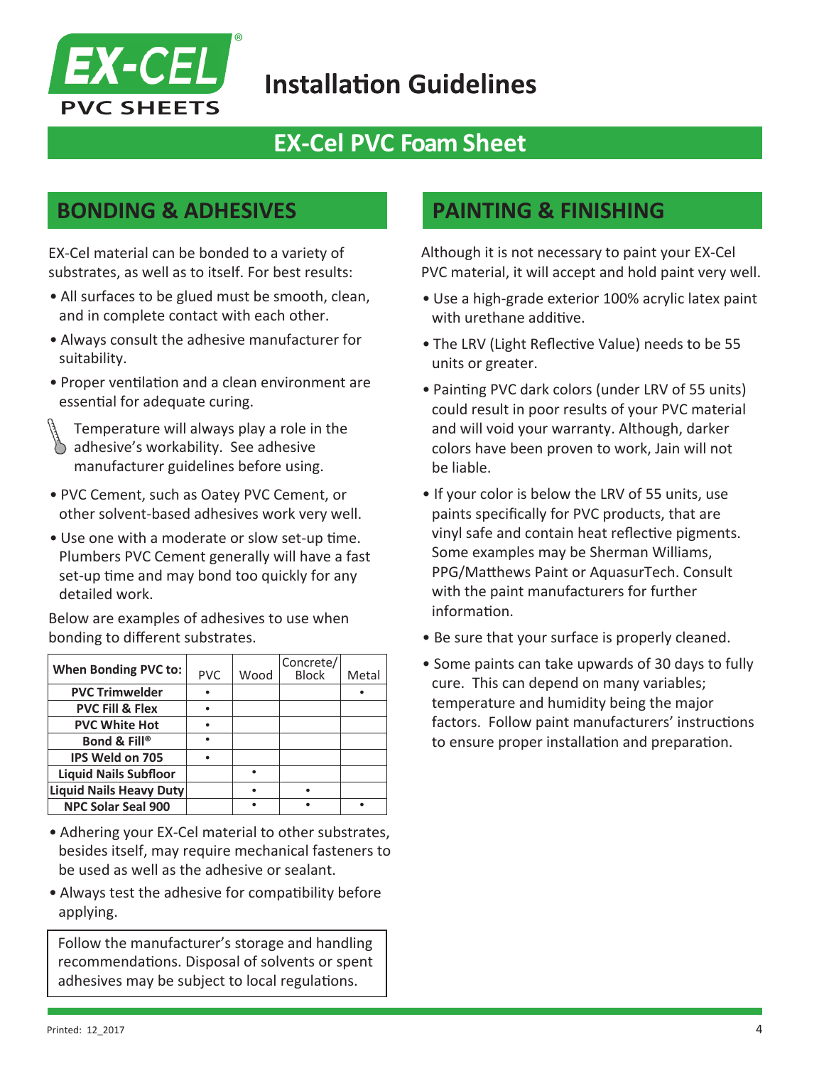# EX-CEL PVC SHEETS

# Installation Guidelines

## EX-Cel PVC Foam Sheet

## BONDING & ADHESIVES

EX-Cel material can be bonded to a variety of substrates, as well as to itself. For best results:

- All surfaces to be glued must be smooth, clean, and in complete contact with each other.
- Always consult the adhesive manufacturer for suitability.
- Proper ventilation and a clean environment are essential for adequate curing.

Temperature will always play a role in the adhesive's workability. See adhesive manufacturer guidelines before using.

- PVC Cement, such as Oatey PVC Cement, or other solvent-based adhesives work very well.
- Use one with a moderate or slow set-up time. Plumbers PVC Cement generally will have a fast set-up time and may bond too quickly for any detailed work.

Below are examples of adhesives to use when bonding to different substrates.

| When Bonding PVC to: | PVC | Wood | Concrete/ Block | Metal |
|---|---|---|---|---|
| PVC Trimwelder | • | | | • |
| PVC Fill & Flex | • | | | |
| PVC White Hot | • | | | |
| Bond & Fill® | • | | | |
| IPS Weld on 705 | • | | | |
| Liquid Nails Subfloor | | • | | |
| Liquid Nails Heavy Duty | | • | • | |
| NPC Solar Seal 900 | | • | • | • |

- Adhering your EX-Cel material to other substrates, besides itself, may require mechanical fasteners to be used as well as the adhesive or sealant.
- Always test the adhesive for compatibility before applying.

Follow the manufacturer's storage and handling recommendations. Disposal of solvents or spent adhesives may be subject to local regulations.

## PAINTING & FINISHING

Although it is not necessary to paint your EX-Cel PVC material, it will accept and hold paint very well.

- Use a high-grade exterior 100% acrylic latex paint with urethane additive.
- The LRV (Light Reflective Value) needs to be 55 units or greater.
- Painting PVC dark colors (under LRV of 55 units) could result in poor results of your PVC material and will void your warranty. Although, darker colors have been proven to work, Jain will not be liable.
- If your color is below the LRV of 55 units, use paints specifically for PVC products, that are vinyl safe and contain heat reflective pigments. Some examples may be Sherman Williams, PPG/Matthews Paint or AquasurTech. Consult with the paint manufacturers for further information.
- Be sure that your surface is properly cleaned.
- Some paints can take upwards of 30 days to fully cure. This can depend on many variables; temperature and humidity being the major factors. Follow paint manufacturers' instructions to ensure proper installation and preparation.

Printed: 12_2017